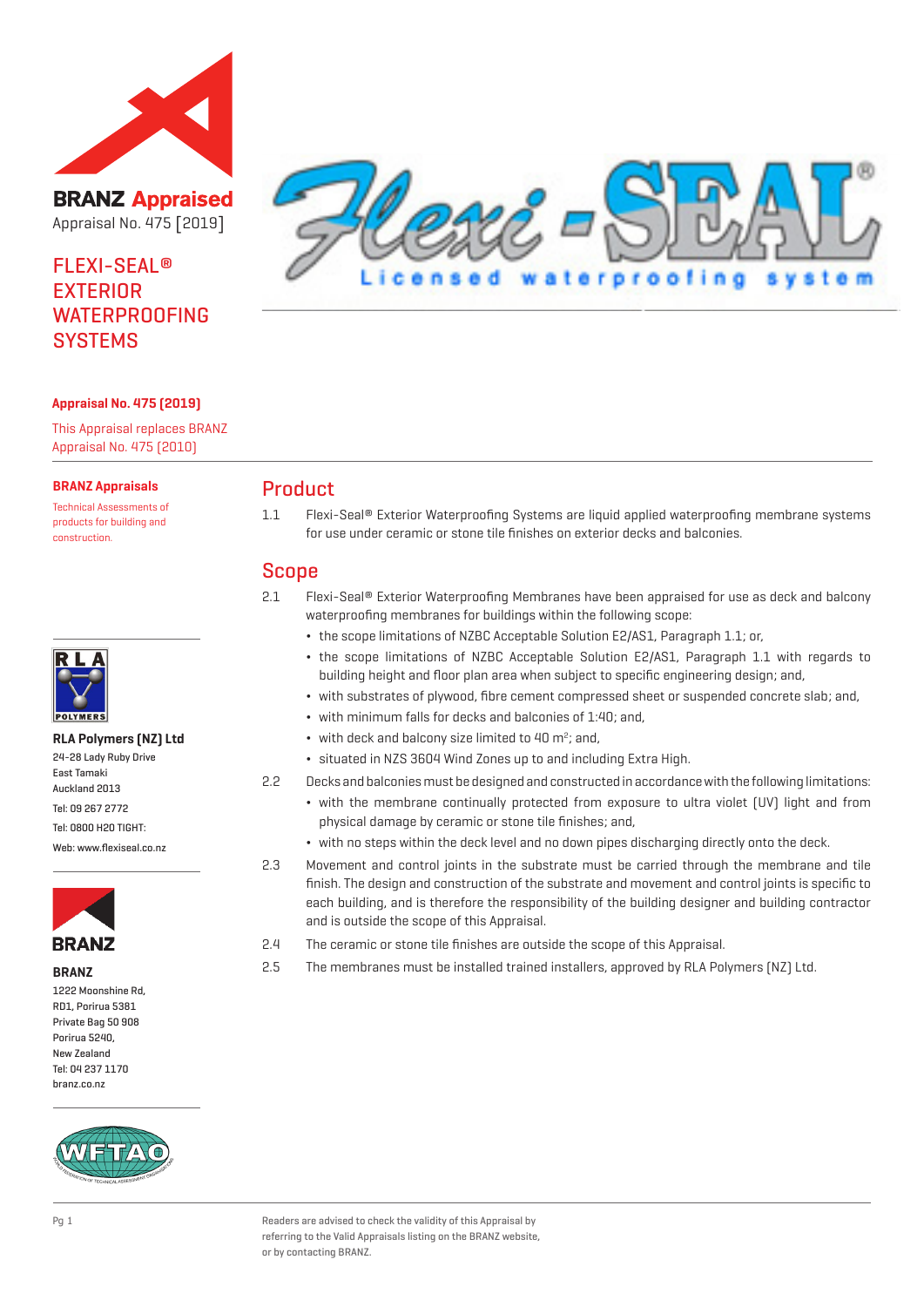**BRANZ Appraised**

Appraisal No. 475 [2019]

# FLEXI-SEAL® EXTERIOR WATERPROOFING SYSTEMS

**Appraisal No. 475 (2019)**

This Appraisal replaces BRANZ Appraisal No. 475 (2010)

**BRANZ Appraisals**

Technical Assessments of products for building and construction.

**RLA Polymers (NZ) Ltd**
24-28 Lady Ruby Drive
East Tamaki
Auckland 2013
Tel: 09 267 2772
Tel: 0800 H20 TIGHT:
Web: www.flexiseal.co.nz

**BRANZ**
1222 Moonshine Rd,
RD1, Porirua 5381
Private Bag 50 908
Porirua 5240,
New Zealand
Tel: 04 237 1170
branz.co.nz

## Product

1.1 Flexi-Seal® Exterior Waterproofing Systems are liquid applied waterproofing membrane systems for use under ceramic or stone tile finishes on exterior decks and balconies.

## Scope

2.1 Flexi-Seal® Exterior Waterproofing Membranes have been appraised for use as deck and balcony waterproofing membranes for buildings within the following scope:

- the scope limitations of NZBC Acceptable Solution E2/AS1, Paragraph 1.1; or,
- the scope limitations of NZBC Acceptable Solution E2/AS1, Paragraph 1.1 with regards to building height and floor plan area when subject to specific engineering design; and,
- with substrates of plywood, fibre cement compressed sheet or suspended concrete slab; and,
- with minimum falls for decks and balconies of 1:40; and,
- with deck and balcony size limited to 40 m$^2$; and,
- situated in NZS 3604 Wind Zones up to and including Extra High.

2.2 Decks and balconies must be designed and constructed in accordance with the following limitations:

- with the membrane continually protected from exposure to ultra violet (UV) light and from physical damage by ceramic or stone tile finishes; and,
- with no steps within the deck level and no down pipes discharging directly onto the deck.

2.3 Movement and control joints in the substrate must be carried through the membrane and tile finish. The design and construction of the substrate and movement and control joints is specific to each building, and is therefore the responsibility of the building designer and building contractor and is outside the scope of this Appraisal.

2.4 The ceramic or stone tile finishes are outside the scope of this Appraisal.

2.5 The membranes must be installed trained installers, approved by RLA Polymers (NZ) Ltd.

Readers are advised to check the validity of this Appraisal by referring to the Valid Appraisals listing on the BRANZ website, or by contacting BRANZ.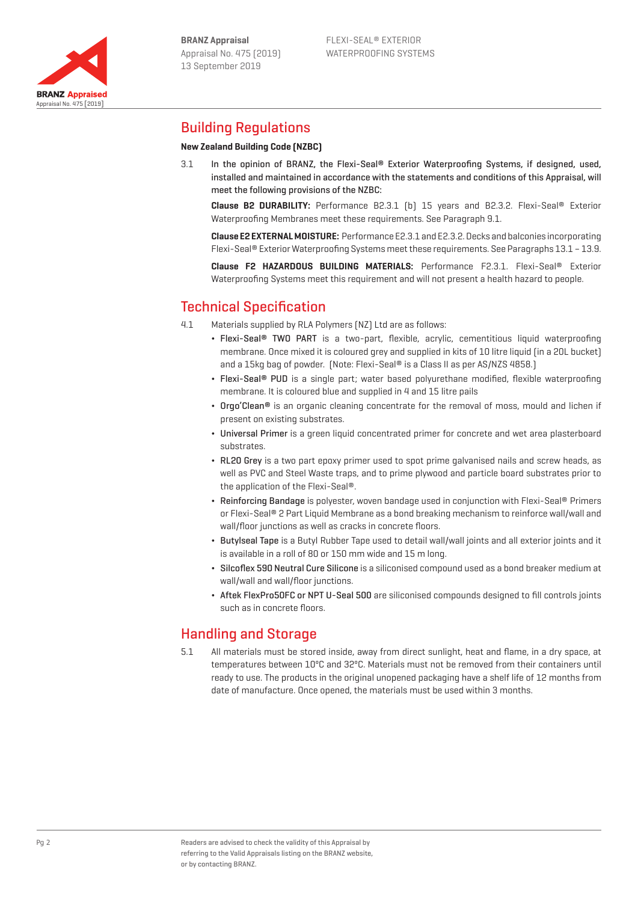## Building Regulations

**New Zealand Building Code (NZBC)**

3.1 In the opinion of BRANZ, the Flexi-Seal® Exterior Waterproofing Systems, if designed, used, installed and maintained in accordance with the statements and conditions of this Appraisal, will meet the following provisions of the NZBC:

**Clause B2 DURABILITY:** Performance B2.3.1 (b) 15 years and B2.3.2. Flexi-Seal® Exterior Waterproofing Membranes meet these requirements. See Paragraph 9.1.

**Clause E2 EXTERNAL MOISTURE:** Performance E2.3.1 and E2.3.2. Decks and balconies incorporating Flexi-Seal® Exterior Waterproofing Systems meet these requirements. See Paragraphs 13.1 – 13.9.

**Clause F2 HAZARDOUS BUILDING MATERIALS:** Performance F2.3.1. Flexi-Seal® Exterior Waterproofing Systems meet this requirement and will not present a health hazard to people.

## Technical Specification

4.1 Materials supplied by RLA Polymers (NZ) Ltd are as follows:

- Flexi-Seal® TWO PART is a two-part, flexible, acrylic, cementitious liquid waterproofing membrane. Once mixed it is coloured grey and supplied in kits of 10 litre liquid (in a 20L bucket) and a 15kg bag of powder. (Note: Flexi-Seal® is a Class II as per AS/NZS 4858.)
- Flexi-Seal® PUD is a single part; water based polyurethane modified, flexible waterproofing membrane. It is coloured blue and supplied in 4 and 15 litre pails
- Orgo'Clean® is an organic cleaning concentrate for the removal of moss, mould and lichen if present on existing substrates.
- Universal Primer is a green liquid concentrated primer for concrete and wet area plasterboard substrates.
- RL20 Grey is a two part epoxy primer used to spot prime galvanised nails and screw heads, as well as PVC and Steel Waste traps, and to prime plywood and particle board substrates prior to the application of the Flexi-Seal®.
- Reinforcing Bandage is polyester, woven bandage used in conjunction with Flexi-Seal® Primers or Flexi-Seal® 2 Part Liquid Membrane as a bond breaking mechanism to reinforce wall/wall and wall/floor junctions as well as cracks in concrete floors.
- Butylseal Tape is a Butyl Rubber Tape used to detail wall/wall joints and all exterior joints and it is available in a roll of 80 or 150 mm wide and 15 m long.
- Silcoflex 590 Neutral Cure Silicone is a siliconised compound used as a bond breaker medium at wall/wall and wall/floor junctions.
- Aftek FlexPro50FC or NPT U-Seal 500 are siliconised compounds designed to fill controls joints such as in concrete floors.

## Handling and Storage

5.1 All materials must be stored inside, away from direct sunlight, heat and flame, in a dry space, at temperatures between 10°C and 32°C. Materials must not be removed from their containers until ready to use. The products in the original unopened packaging have a shelf life of 12 months from date of manufacture. Once opened, the materials must be used within 3 months.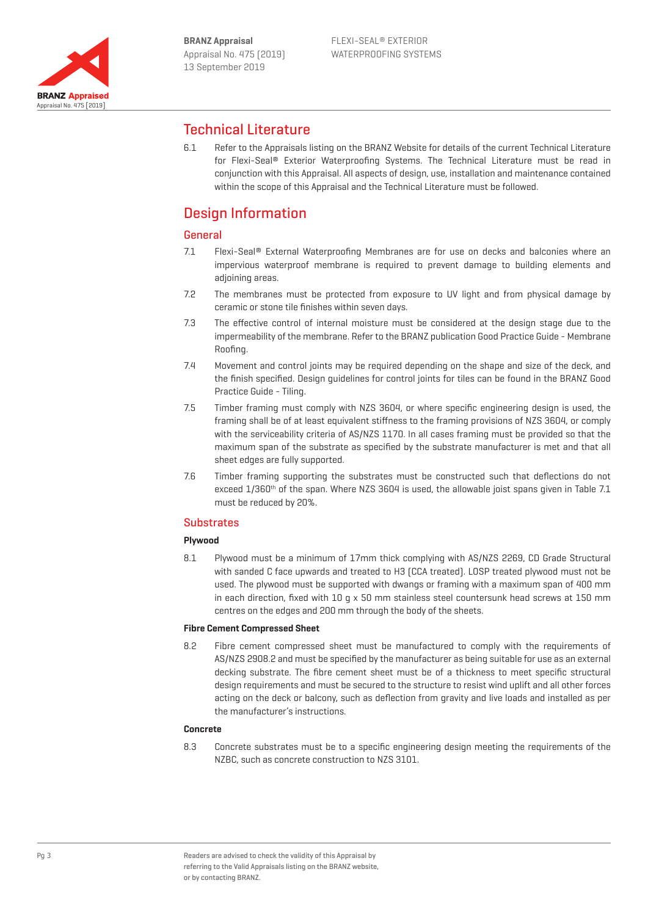## Technical Literature

6.1 Refer to the Appraisals listing on the BRANZ Website for details of the current Technical Literature for Flexi-Seal® Exterior Waterproofing Systems. The Technical Literature must be read in conjunction with this Appraisal. All aspects of design, use, installation and maintenance contained within the scope of this Appraisal and the Technical Literature must be followed.

## Design Information

### General

7.1 Flexi-Seal® External Waterproofing Membranes are for use on decks and balconies where an impervious waterproof membrane is required to prevent damage to building elements and adjoining areas.

7.2 The membranes must be protected from exposure to UV light and from physical damage by ceramic or stone tile finishes within seven days.

7.3 The effective control of internal moisture must be considered at the design stage due to the impermeability of the membrane. Refer to the BRANZ publication Good Practice Guide - Membrane Roofing.

7.4 Movement and control joints may be required depending on the shape and size of the deck, and the finish specified. Design guidelines for control joints for tiles can be found in the BRANZ Good Practice Guide - Tiling.

7.5 Timber framing must comply with NZS 3604, or where specific engineering design is used, the framing shall be of at least equivalent stiffness to the framing provisions of NZS 3604, or comply with the serviceability criteria of AS/NZS 1170. In all cases framing must be provided so that the maximum span of the substrate as specified by the substrate manufacturer is met and that all sheet edges are fully supported.

7.6 Timber framing supporting the substrates must be constructed such that deflections do not exceed 1/360th of the span. Where NZS 3604 is used, the allowable joist spans given in Table 7.1 must be reduced by 20%.

### Substrates

#### Plywood

8.1 Plywood must be a minimum of 17mm thick complying with AS/NZS 2269, CD Grade Structural with sanded C face upwards and treated to H3 (CCA treated). LOSP treated plywood must not be used. The plywood must be supported with dwangs or framing with a maximum span of 400 mm in each direction, fixed with 10 g x 50 mm stainless steel countersunk head screws at 150 mm centres on the edges and 200 mm through the body of the sheets.

#### Fibre Cement Compressed Sheet

8.2 Fibre cement compressed sheet must be manufactured to comply with the requirements of AS/NZS 2908.2 and must be specified by the manufacturer as being suitable for use as an external decking substrate. The fibre cement sheet must be of a thickness to meet specific structural design requirements and must be secured to the structure to resist wind uplift and all other forces acting on the deck or balcony, such as deflection from gravity and live loads and installed as per the manufacturer's instructions.

#### Concrete

8.3 Concrete substrates must be to a specific engineering design meeting the requirements of the NZBC, such as concrete construction to NZS 3101.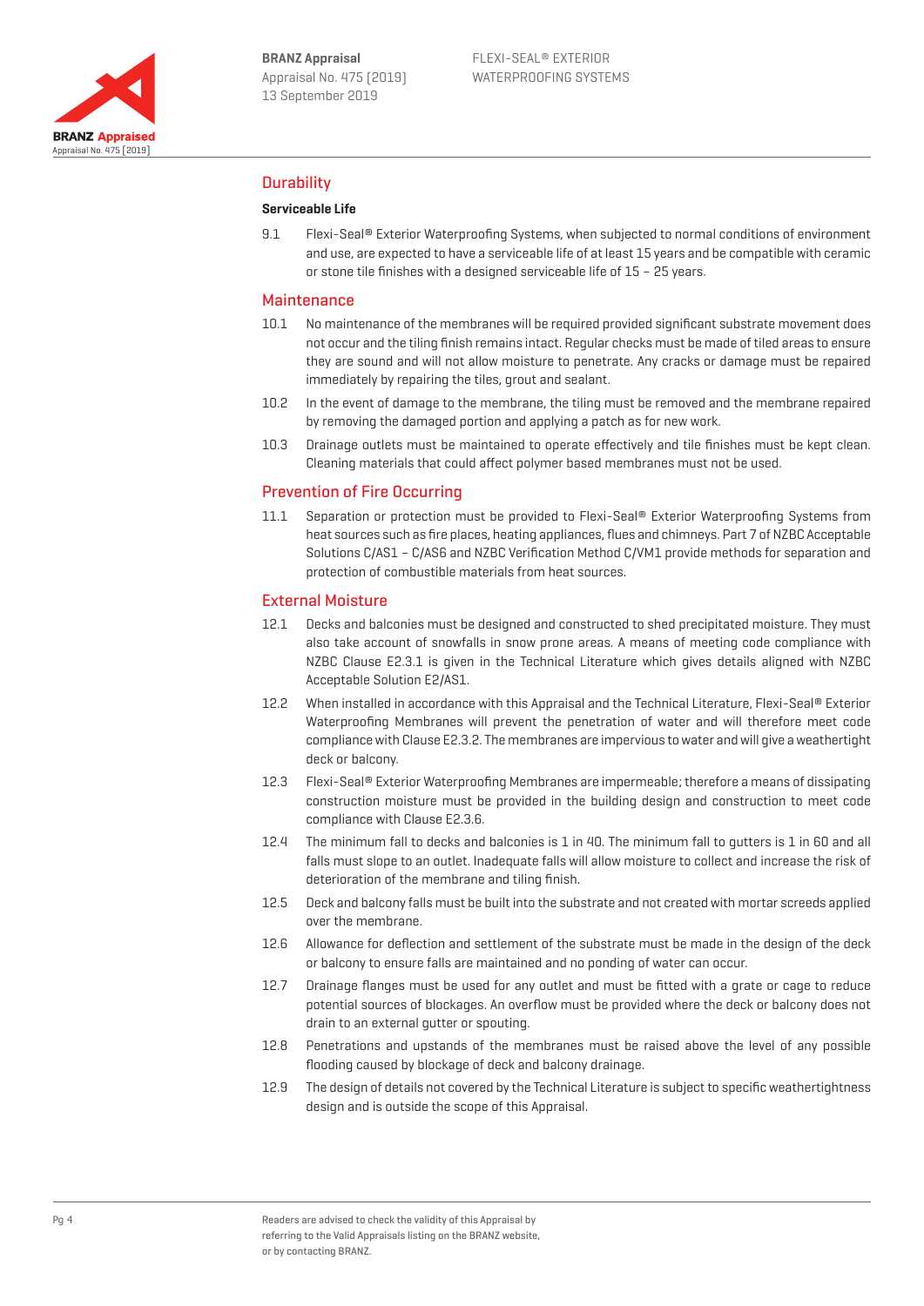## Durability

### Serviceable Life

9.1 Flexi-Seal® Exterior Waterproofing Systems, when subjected to normal conditions of environment and use, are expected to have a serviceable life of at least 15 years and be compatible with ceramic or stone tile finishes with a designed serviceable life of 15 – 25 years.

## Maintenance

10.1 No maintenance of the membranes will be required provided significant substrate movement does not occur and the tiling finish remains intact. Regular checks must be made of tiled areas to ensure they are sound and will not allow moisture to penetrate. Any cracks or damage must be repaired immediately by repairing the tiles, grout and sealant.

10.2 In the event of damage to the membrane, the tiling must be removed and the membrane repaired by removing the damaged portion and applying a patch as for new work.

10.3 Drainage outlets must be maintained to operate effectively and tile finishes must be kept clean. Cleaning materials that could affect polymer based membranes must not be used.

## Prevention of Fire Occurring

11.1 Separation or protection must be provided to Flexi-Seal® Exterior Waterproofing Systems from heat sources such as fire places, heating appliances, flues and chimneys. Part 7 of NZBC Acceptable Solutions C/AS1 – C/AS6 and NZBC Verification Method C/VM1 provide methods for separation and protection of combustible materials from heat sources.

## External Moisture

12.1 Decks and balconies must be designed and constructed to shed precipitated moisture. They must also take account of snowfalls in snow prone areas. A means of meeting code compliance with NZBC Clause E2.3.1 is given in the Technical Literature which gives details aligned with NZBC Acceptable Solution E2/AS1.

12.2 When installed in accordance with this Appraisal and the Technical Literature, Flexi-Seal® Exterior Waterproofing Membranes will prevent the penetration of water and will therefore meet code compliance with Clause E2.3.2. The membranes are impervious to water and will give a weathertight deck or balcony.

12.3 Flexi-Seal® Exterior Waterproofing Membranes are impermeable; therefore a means of dissipating construction moisture must be provided in the building design and construction to meet code compliance with Clause E2.3.6.

12.4 The minimum fall to decks and balconies is 1 in 40. The minimum fall to gutters is 1 in 60 and all falls must slope to an outlet. Inadequate falls will allow moisture to collect and increase the risk of deterioration of the membrane and tiling finish.

12.5 Deck and balcony falls must be built into the substrate and not created with mortar screeds applied over the membrane.

12.6 Allowance for deflection and settlement of the substrate must be made in the design of the deck or balcony to ensure falls are maintained and no ponding of water can occur.

12.7 Drainage flanges must be used for any outlet and must be fitted with a grate or cage to reduce potential sources of blockages. An overflow must be provided where the deck or balcony does not drain to an external gutter or spouting.

12.8 Penetrations and upstands of the membranes must be raised above the level of any possible flooding caused by blockage of deck and balcony drainage.

12.9 The design of details not covered by the Technical Literature is subject to specific weathertightness design and is outside the scope of this Appraisal.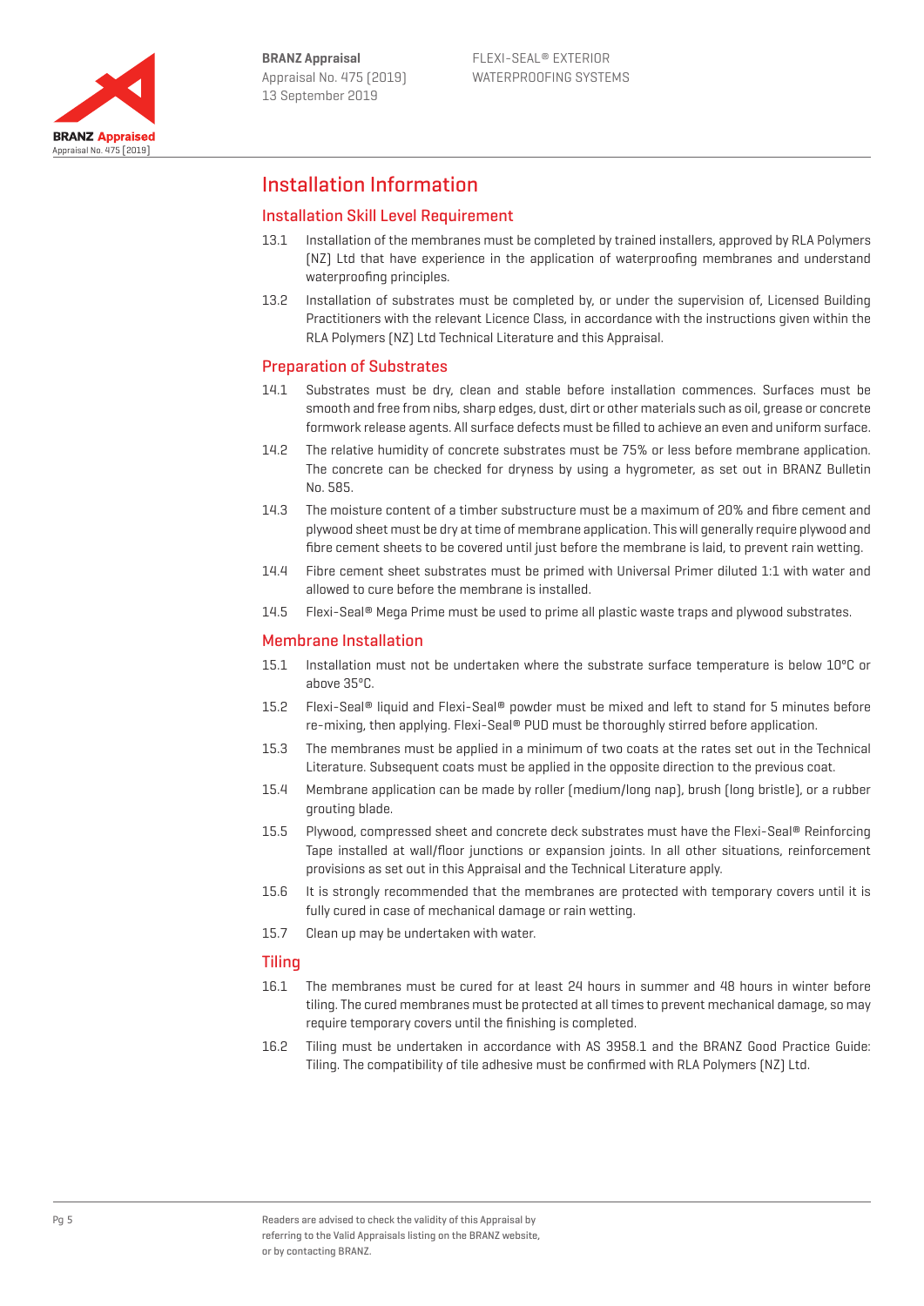## Installation Information

### Installation Skill Level Requirement

13.1 Installation of the membranes must be completed by trained installers, approved by RLA Polymers (NZ) Ltd that have experience in the application of waterproofing membranes and understand waterproofing principles.

13.2 Installation of substrates must be completed by, or under the supervision of, Licensed Building Practitioners with the relevant Licence Class, in accordance with the instructions given within the RLA Polymers (NZ) Ltd Technical Literature and this Appraisal.

### Preparation of Substrates

14.1 Substrates must be dry, clean and stable before installation commences. Surfaces must be smooth and free from nibs, sharp edges, dust, dirt or other materials such as oil, grease or concrete formwork release agents. All surface defects must be filled to achieve an even and uniform surface.

14.2 The relative humidity of concrete substrates must be 75% or less before membrane application. The concrete can be checked for dryness by using a hygrometer, as set out in BRANZ Bulletin No. 585.

14.3 The moisture content of a timber substructure must be a maximum of 20% and fibre cement and plywood sheet must be dry at time of membrane application. This will generally require plywood and fibre cement sheets to be covered until just before the membrane is laid, to prevent rain wetting.

14.4 Fibre cement sheet substrates must be primed with Universal Primer diluted 1:1 with water and allowed to cure before the membrane is installed.

14.5 Flexi-Seal® Mega Prime must be used to prime all plastic waste traps and plywood substrates.

### Membrane Installation

15.1 Installation must not be undertaken where the substrate surface temperature is below 10°C or above 35°C.

15.2 Flexi-Seal® liquid and Flexi-Seal® powder must be mixed and left to stand for 5 minutes before re-mixing, then applying. Flexi-Seal® PUD must be thoroughly stirred before application.

15.3 The membranes must be applied in a minimum of two coats at the rates set out in the Technical Literature. Subsequent coats must be applied in the opposite direction to the previous coat.

15.4 Membrane application can be made by roller (medium/long nap), brush (long bristle), or a rubber grouting blade.

15.5 Plywood, compressed sheet and concrete deck substrates must have the Flexi-Seal® Reinforcing Tape installed at wall/floor junctions or expansion joints. In all other situations, reinforcement provisions as set out in this Appraisal and the Technical Literature apply.

15.6 It is strongly recommended that the membranes are protected with temporary covers until it is fully cured in case of mechanical damage or rain wetting.

15.7 Clean up may be undertaken with water.

### Tiling

16.1 The membranes must be cured for at least 24 hours in summer and 48 hours in winter before tiling. The cured membranes must be protected at all times to prevent mechanical damage, so may require temporary covers until the finishing is completed.

16.2 Tiling must be undertaken in accordance with AS 3958.1 and the BRANZ Good Practice Guide: Tiling. The compatibility of tile adhesive must be confirmed with RLA Polymers (NZ) Ltd.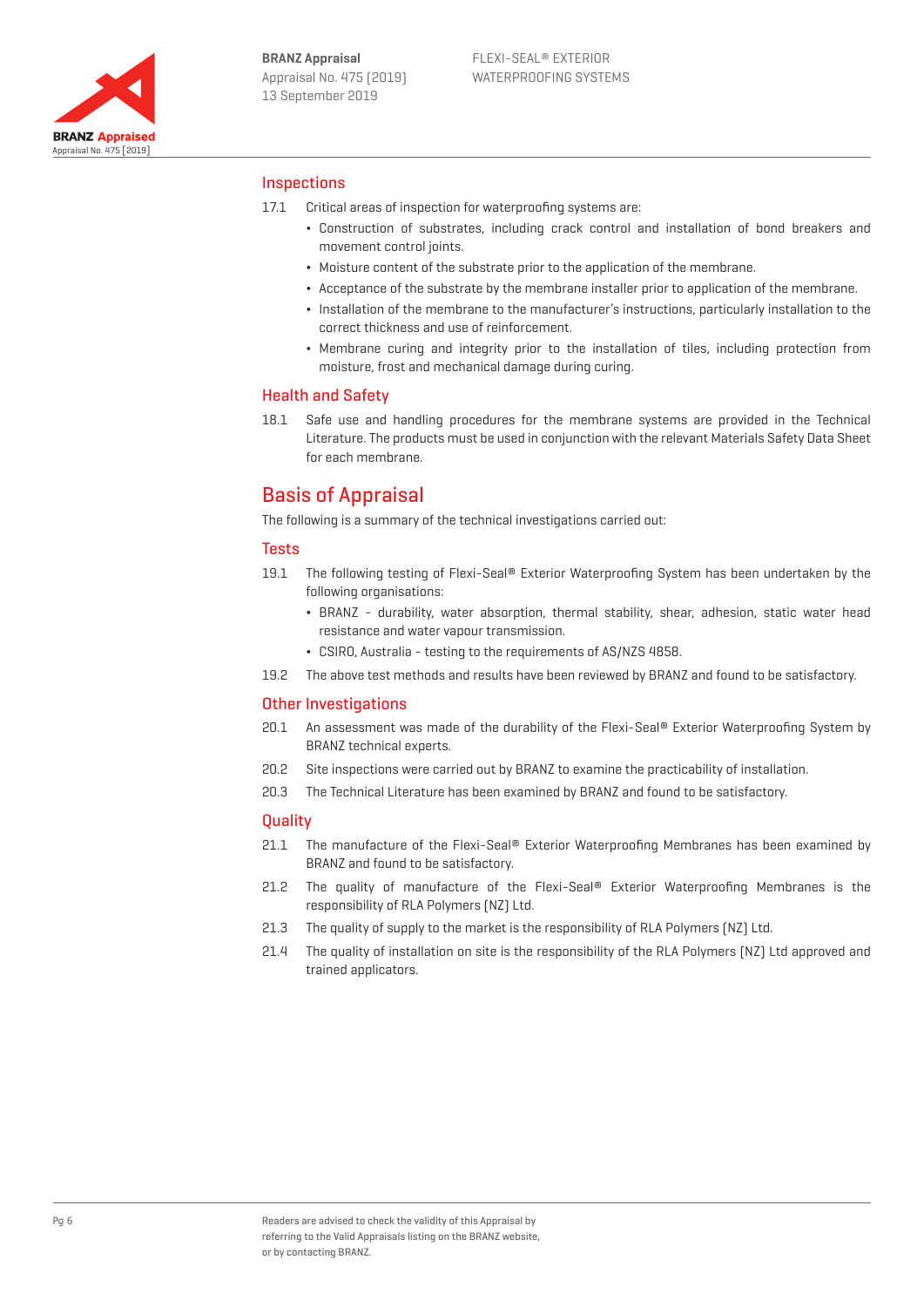## Inspections

17.1 Critical areas of inspection for waterproofing systems are:

- Construction of substrates, including crack control and installation of bond breakers and movement control joints.
- Moisture content of the substrate prior to the application of the membrane.
- Acceptance of the substrate by the membrane installer prior to application of the membrane.
- Installation of the membrane to the manufacturer's instructions, particularly installation to the correct thickness and use of reinforcement.
- Membrane curing and integrity prior to the installation of tiles, including protection from moisture, frost and mechanical damage during curing.

## Health and Safety

18.1 Safe use and handling procedures for the membrane systems are provided in the Technical Literature. The products must be used in conjunction with the relevant Materials Safety Data Sheet for each membrane.

# Basis of Appraisal

The following is a summary of the technical investigations carried out:

## Tests

19.1 The following testing of Flexi-Seal® Exterior Waterproofing System has been undertaken by the following organisations:

- BRANZ - durability, water absorption, thermal stability, shear, adhesion, static water head resistance and water vapour transmission.
- CSIRO, Australia - testing to the requirements of AS/NZS 4858.

19.2 The above test methods and results have been reviewed by BRANZ and found to be satisfactory.

## Other Investigations

20.1 An assessment was made of the durability of the Flexi-Seal® Exterior Waterproofing System by BRANZ technical experts.

20.2 Site inspections were carried out by BRANZ to examine the practicability of installation.

20.3 The Technical Literature has been examined by BRANZ and found to be satisfactory.

## Quality

21.1 The manufacture of the Flexi-Seal® Exterior Waterproofing Membranes has been examined by BRANZ and found to be satisfactory.

21.2 The quality of manufacture of the Flexi-Seal® Exterior Waterproofing Membranes is the responsibility of RLA Polymers (NZ) Ltd.

21.3 The quality of supply to the market is the responsibility of RLA Polymers (NZ) Ltd.

21.4 The quality of installation on site is the responsibility of the RLA Polymers (NZ) Ltd approved and trained applicators.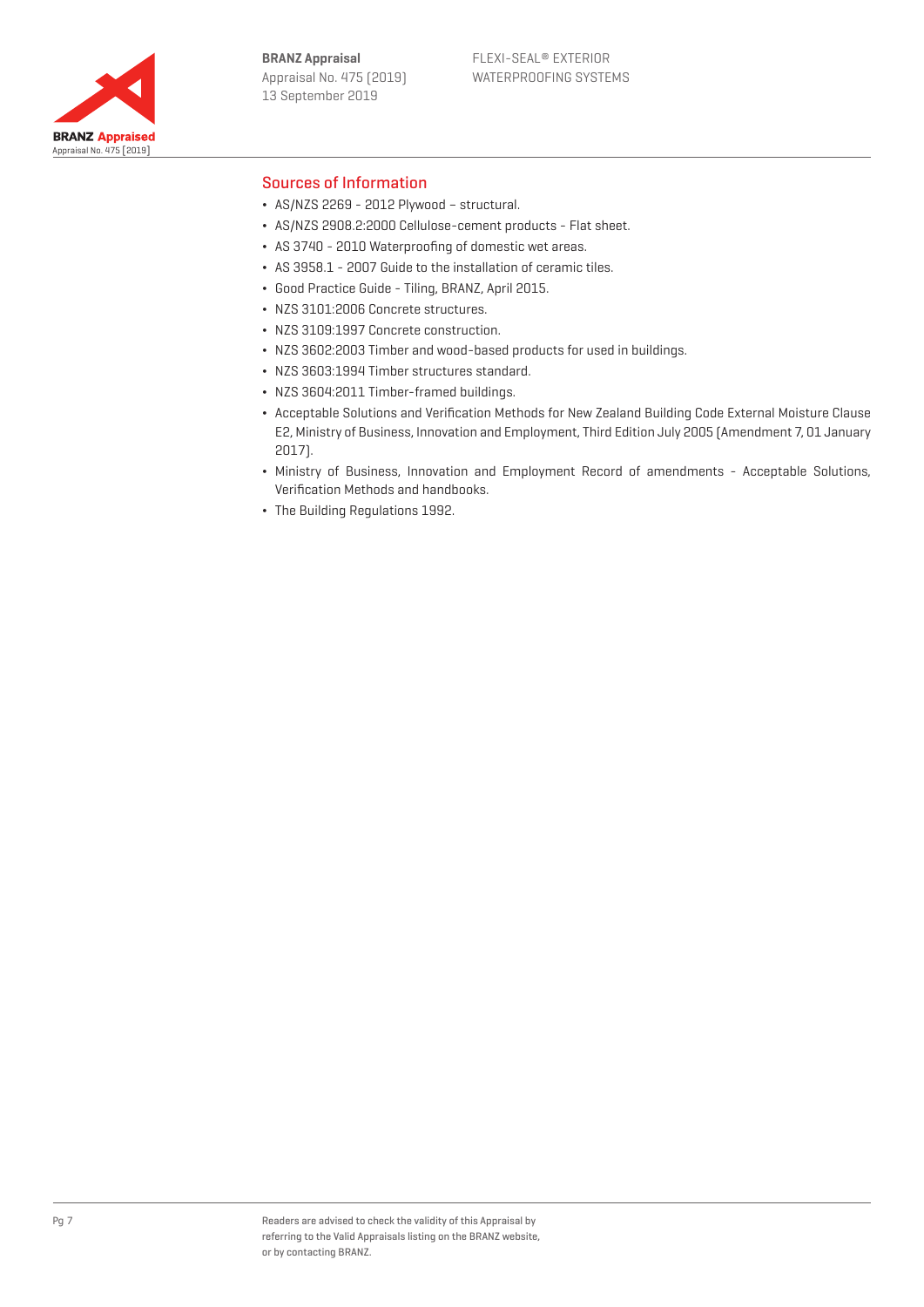## Sources of Information

- AS/NZS 2269 - 2012 Plywood – structural.
- AS/NZS 2908.2:2000 Cellulose-cement products - Flat sheet.
- AS 3740 - 2010 Waterproofing of domestic wet areas.
- AS 3958.1 - 2007 Guide to the installation of ceramic tiles.
- Good Practice Guide - Tiling, BRANZ, April 2015.
- NZS 3101:2006 Concrete structures.
- NZS 3109:1997 Concrete construction.
- NZS 3602:2003 Timber and wood-based products for used in buildings.
- NZS 3603:1994 Timber structures standard.
- NZS 3604:2011 Timber-framed buildings.
- Acceptable Solutions and Verification Methods for New Zealand Building Code External Moisture Clause E2, Ministry of Business, Innovation and Employment, Third Edition July 2005 (Amendment 7, 01 January 2017).
- Ministry of Business, Innovation and Employment Record of amendments - Acceptable Solutions, Verification Methods and handbooks.
- The Building Regulations 1992.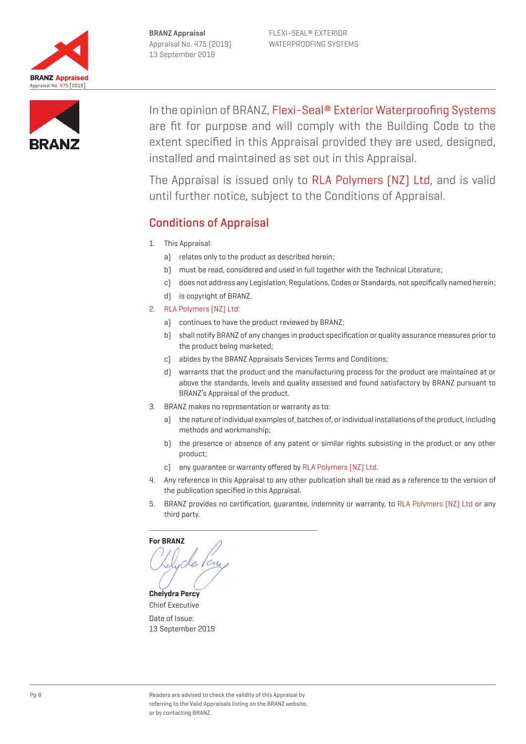In the opinion of BRANZ, Flexi-Seal® Exterior Waterproofing Systems are fit for purpose and will comply with the Building Code to the extent specified in this Appraisal provided they are used, designed, installed and maintained as set out in this Appraisal.

The Appraisal is issued only to RLA Polymers (NZ) Ltd, and is valid until further notice, subject to the Conditions of Appraisal.

## Conditions of Appraisal

1. This Appraisal:
    a) relates only to the product as described herein;
    b) must be read, considered and used in full together with the Technical Literature;
    c) does not address any Legislation, Regulations, Codes or Standards, not specifically named herein;
    d) is copyright of BRANZ.
2. RLA Polymers (NZ) Ltd:
    a) continues to have the product reviewed by BRANZ;
    b) shall notify BRANZ of any changes in product specification or quality assurance measures prior to the product being marketed;
    c) abides by the BRANZ Appraisals Services Terms and Conditions;
    d) warrants that the product and the manufacturing process for the product are maintained at or above the standards, levels and quality assessed and found satisfactory by BRANZ pursuant to BRANZ's Appraisal of the product.
3. BRANZ makes no representation or warranty as to:
    a) the nature of individual examples of, batches of, or individual installations of the product, including methods and workmanship;
    b) the presence or absence of any patent or similar rights subsisting in the product or any other product;
    c) any guarantee or warranty offered by RLA Polymers (NZ) Ltd.
4. Any reference in this Appraisal to any other publication shall be read as a reference to the version of the publication specified in this Appraisal.
5. BRANZ provides no certification, guarantee, indemnity or warranty, to RLA Polymers (NZ) Ltd or any third party.

**For BRANZ**

**Chelydra Percy**
Chief Executive

Date of Issue:
13 September 2019

Readers are advised to check the validity of this Appraisal by referring to the Valid Appraisals listing on the BRANZ website, or by contacting BRANZ.